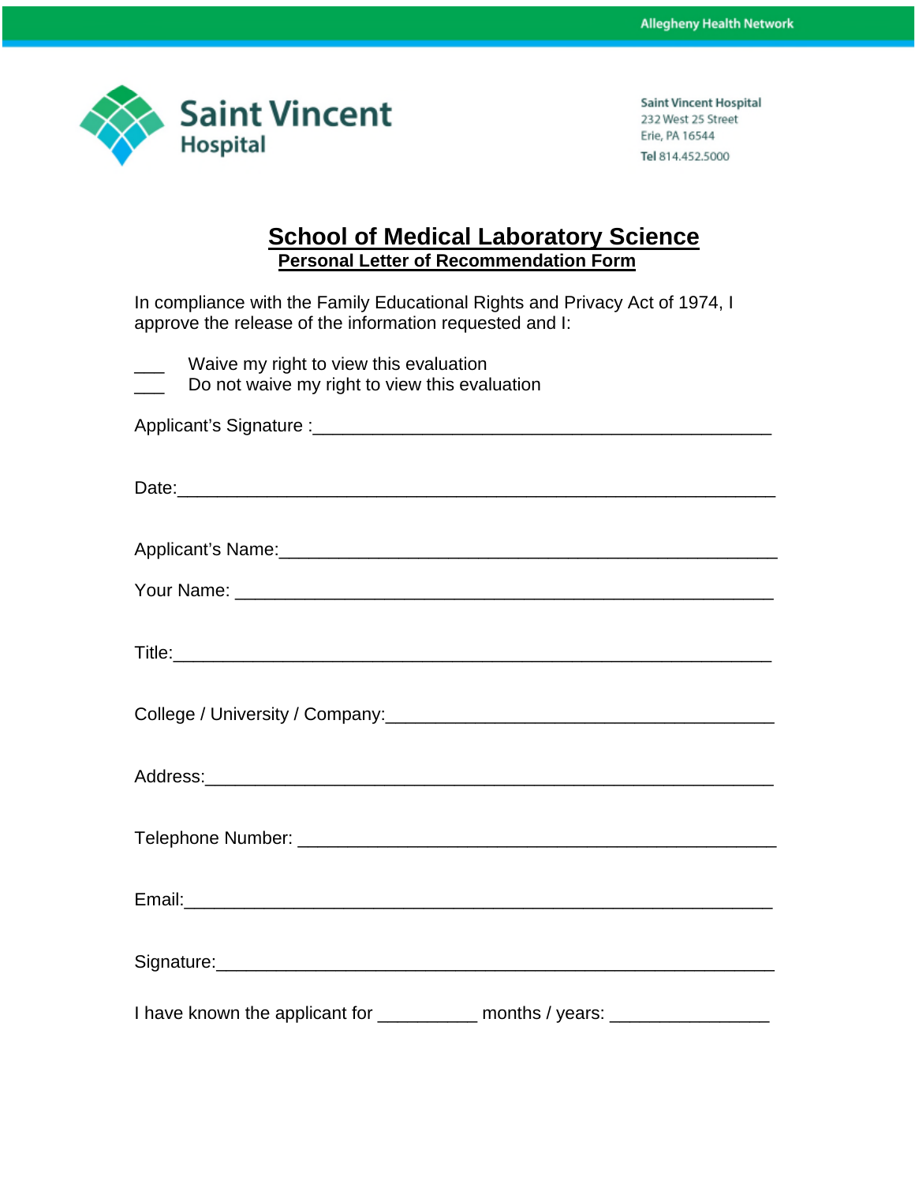Allegheny Health Network

Saint Vincent Hospital

Saint Vincent Hospital
232 West 25 Street
Erie, PA 16544
Tel 814.452.5000

# School of Medical Laboratory Science

## Personal Letter of Recommendation Form

In compliance with the Family Educational Rights and Privacy Act of 1974, I approve the release of the information requested and I:

___ Waive my right to view this evaluation
___ Do not waive my right to view this evaluation

Applicant's Signature :_______________________________________________

Date:_____________________________________________________________

Applicant's Name:___________________________________________________

Your Name: ________________________________________________________

Title:______________________________________________________________

College / University / Company:_______________________________________

Address:___________________________________________________________

Telephone Number: __________________________________________________

Email:_____________________________________________________________

Signature:__________________________________________________________

I have known the applicant for __________ months / years: _______________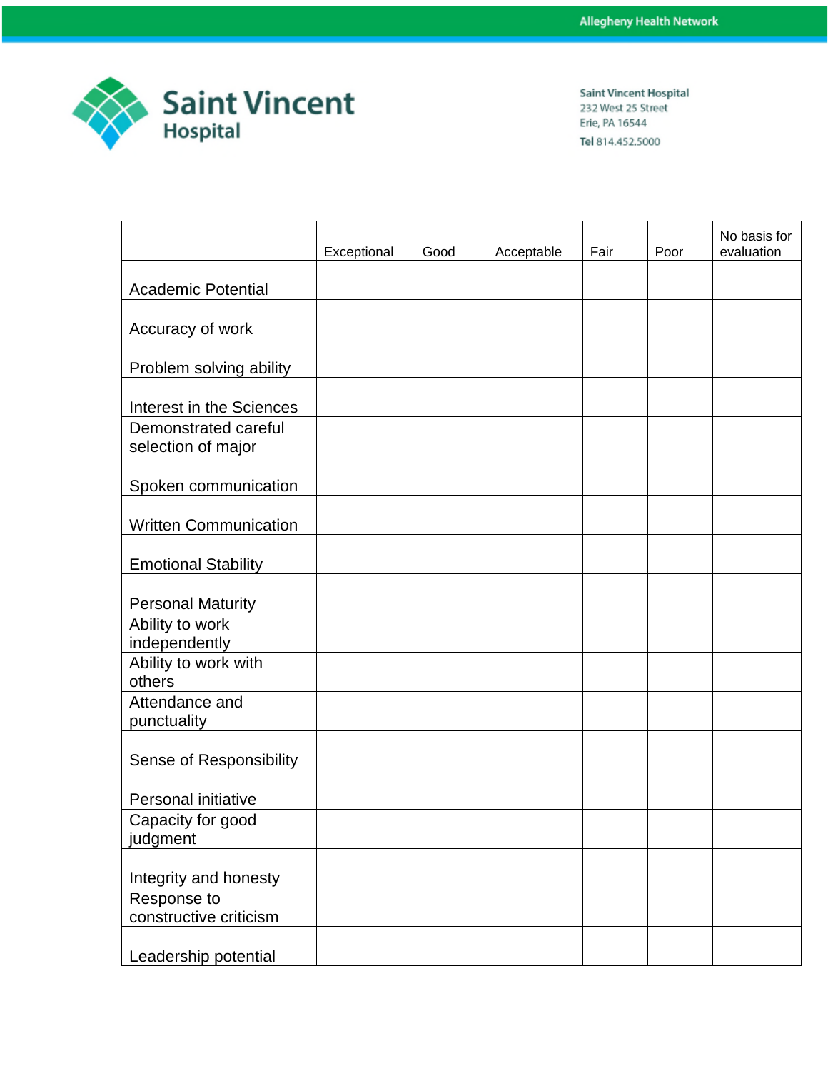Allegheny Health Network

**Saint Vincent Hospital**

Saint Vincent Hospital
232 West 25 Street
Erie, PA 16544
**Tel** 814.452.5000

| | Exceptional | Good | Acceptable | Fair | Poor | No basis for evaluation |
|---|---|---|---|---|---|---|
| Academic Potential | | | | | | |
| Accuracy of work | | | | | | |
| Problem solving ability | | | | | | |
| Interest in the Sciences | | | | | | |
| Demonstrated careful selection of major | | | | | | |
| Spoken communication | | | | | | |
| Written Communication | | | | | | |
| Emotional Stability | | | | | | |
| Personal Maturity | | | | | | |
| Ability to work independently | | | | | | |
| Ability to work with others | | | | | | |
| Attendance and punctuality | | | | | | |
| Sense of Responsibility | | | | | | |
| Personal initiative | | | | | | |
| Capacity for good judgment | | | | | | |
| Integrity and honesty | | | | | | |
| Response to constructive criticism | | | | | | |
| Leadership potential | | | | | | |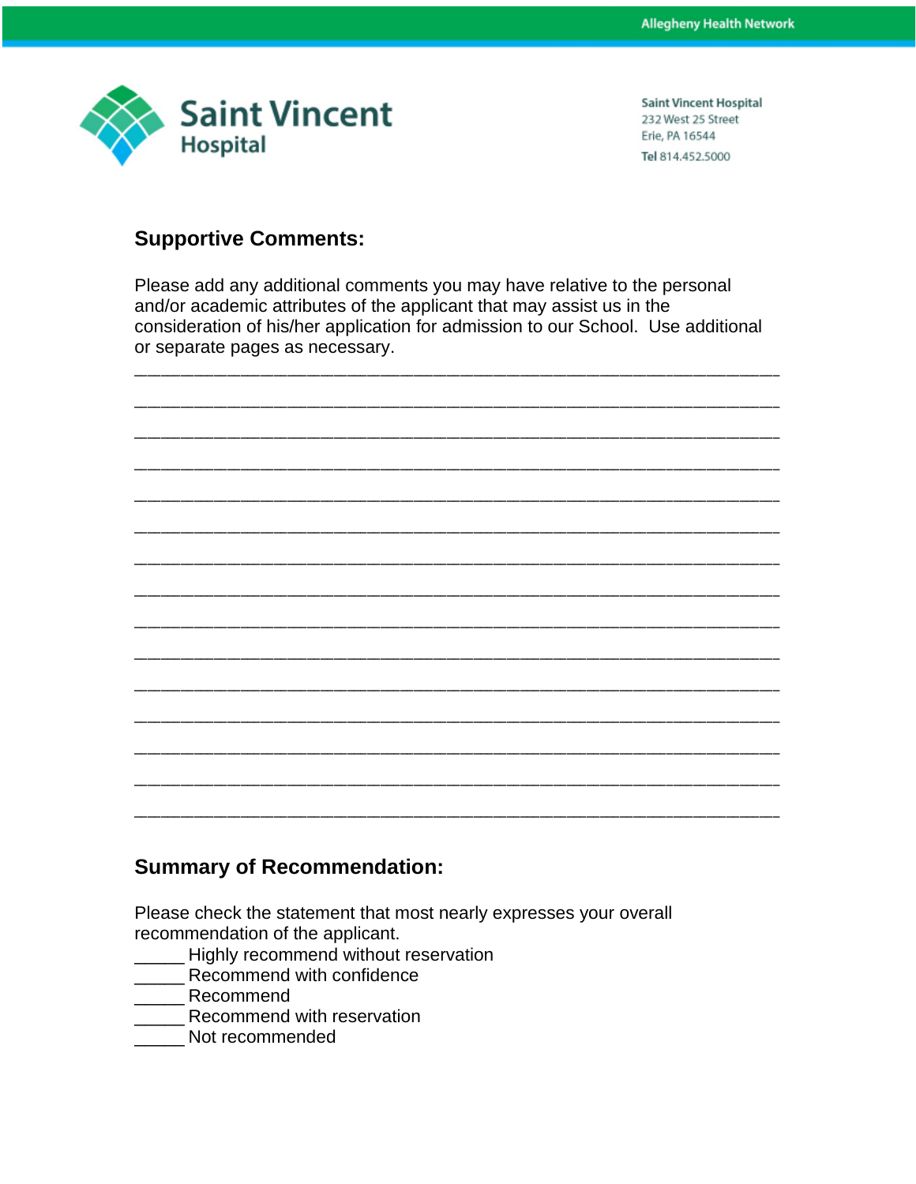Saint Vincent Hospital
232 West 25 Street
Erie, PA 16544
Tel 814.452.5000

## Supportive Comments:

Please add any additional comments you may have relative to the personal and/or academic attributes of the applicant that may assist us in the consideration of his/her application for admission to our School. Use additional or separate pages as necessary.

________________________________________________________________________
________________________________________________________________________
________________________________________________________________________
________________________________________________________________________
________________________________________________________________________
________________________________________________________________________
________________________________________________________________________
________________________________________________________________________
________________________________________________________________________
________________________________________________________________________
________________________________________________________________________
________________________________________________________________________
________________________________________________________________________
________________________________________________________________________
________________________________________________________________________

## Summary of Recommendation:

Please check the statement that most nearly expresses your overall recommendation of the applicant.

_____ Highly recommend without reservation
_____ Recommend with confidence
_____ Recommend
_____ Recommend with reservation
_____ Not recommended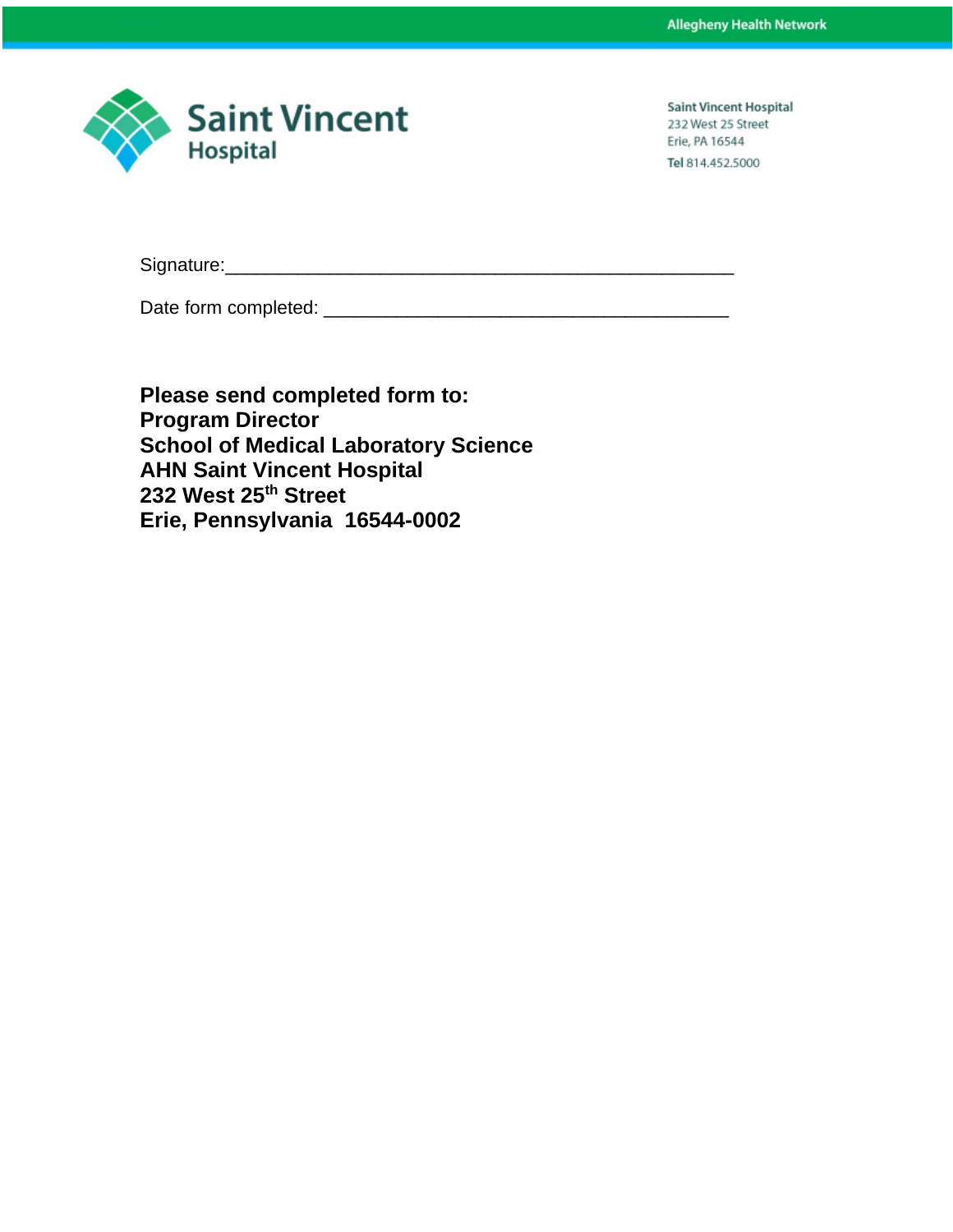Saint Vincent Hospital
232 West 25 Street
Erie, PA 16544
Tel 814.452.5000

Signature:_______________________________________________

Date form completed: ______________________________________

**Please send completed form to:**
**Program Director**
**School of Medical Laboratory Science**
**AHN Saint Vincent Hospital**
**232 West 25th Street**
**Erie, Pennsylvania 16544-0002**